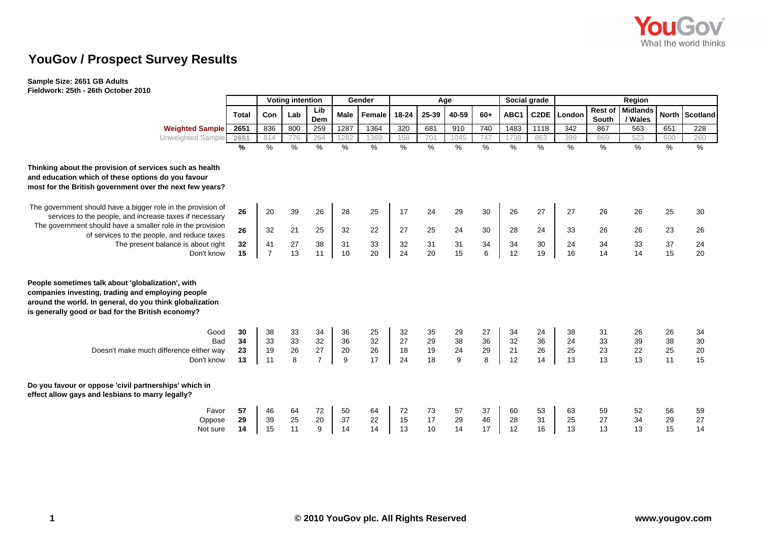# YouGov / Prospect Survey Results

**Sample Size: 2651 GB Adults**
**Fieldwork: 25th - 26th October 2010**

| | | Voting intention | | | Gender | | Age | | | | Social grade | | Region | | | | |
|---|---|---|---|---|---|---|---|---|---|---|---|---|---|---|---|---|---|
| | Total | Con | Lab | Lib Dem | Male | Female | 18-24 | 25-39 | 40-59 | 60+ | ABC1 | C2DE | London | Rest of South | Midlands / Wales | North | Scotland |
| **Weighted Sample** | 2651 | 836 | 800 | 259 | 1287 | 1364 | 320 | 681 | 910 | 740 | 1483 | 1118 | 342 | 867 | 563 | 651 | 228 |
| Unweighted Sample | 2651 | 814 | 776 | 264 | 1282 | 1369 | 158 | 701 | 1045 | 747 | 1738 | 863 | 399 | 869 | 523 | 600 | 260 |
| | % | % | % | % | % | % | % | % | % | % | % | % | % | % | % | % | % |
| **Thinking about the provision of services such as health and education which of these options do you favour most for the British government over the next few years?** | | | | | | | | | | | | | | | | | |
| The government should have a bigger role in the provision of services to the people, and increase taxes if necessary | **26** | 20 | 39 | 26 | 28 | 25 | 17 | 24 | 29 | 30 | 26 | 27 | 27 | 26 | 26 | 25 | 30 |
| The government should have a smaller role in the provision of services to the people, and reduce taxes | **26** | 32 | 21 | 25 | 32 | 22 | 27 | 25 | 24 | 30 | 28 | 24 | 33 | 26 | 26 | 23 | 26 |
| The present balance is about right | **32** | 41 | 27 | 38 | 31 | 33 | 32 | 31 | 31 | 34 | 34 | 30 | 24 | 34 | 33 | 37 | 24 |
| Don't know | **15** | 7 | 13 | 11 | 10 | 20 | 24 | 20 | 15 | 6 | 12 | 19 | 16 | 14 | 14 | 15 | 20 |
| **People sometimes talk about 'globalization', with companies investing, trading and employing people around the world. In general, do you think globalization is generally good or bad for the British economy?** | | | | | | | | | | | | | | | | | |
| Good | **30** | 38 | 33 | 34 | 36 | 25 | 32 | 35 | 29 | 27 | 34 | 24 | 38 | 31 | 26 | 26 | 34 |
| Bad | **34** | 33 | 33 | 32 | 36 | 32 | 27 | 29 | 38 | 36 | 32 | 36 | 24 | 33 | 39 | 38 | 30 |
| Doesn't make much difference either way | **23** | 19 | 26 | 27 | 20 | 26 | 18 | 19 | 24 | 29 | 21 | 26 | 25 | 23 | 22 | 25 | 20 |
| Don't know | **13** | 11 | 8 | 7 | 9 | 17 | 24 | 18 | 9 | 8 | 12 | 14 | 13 | 13 | 13 | 11 | 15 |
| **Do you favour or oppose 'civil partnerships' which in effect allow gays and lesbians to marry legally?** | | | | | | | | | | | | | | | | | |
| Favor | **57** | 46 | 64 | 72 | 50 | 64 | 72 | 73 | 57 | 37 | 60 | 53 | 63 | 59 | 52 | 56 | 59 |
| Oppose | **29** | 39 | 25 | 20 | 37 | 22 | 15 | 17 | 29 | 46 | 28 | 31 | 25 | 27 | 34 | 29 | 27 |
| Not sure | **14** | 15 | 11 | 9 | 14 | 14 | 13 | 10 | 14 | 17 | 12 | 16 | 13 | 13 | 13 | 15 | 14 |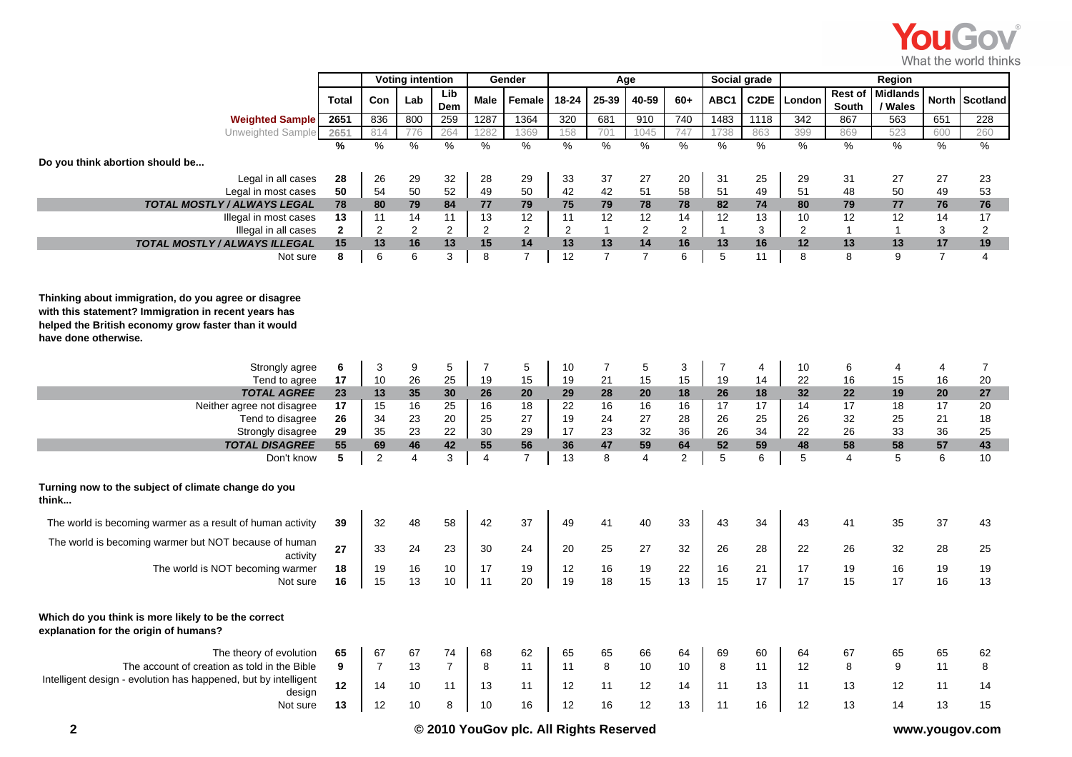| | Total | Voting intention | | | Gender | | Age | | | | Social grade | | Region | | | | |
|---|---|---|---|---|---|---|---|---|---|---|---|---|---|---|---|---|---|
| | | Con | Lab | Lib Dem | Male | Female | 18-24 | 25-39 | 40-59 | 60+ | ABC1 | C2DE | London | Rest of South | Midlands / Wales | North | Scotland |
| Weighted Sample | 2651 | 836 | 800 | 259 | 1287 | 1364 | 320 | 681 | 910 | 740 | 1483 | 1118 | 342 | 867 | 563 | 651 | 228 |
| Unweighted Sample | 2651 | 814 | 776 | 264 | 1282 | 1369 | 158 | 701 | 1045 | 747 | 1738 | 863 | 399 | 869 | 523 | 600 | 260 |
| | % | % | % | % | % | % | % | % | % | % | % | % | % | % | % | % | % |
| **Do you think abortion should be...** | | | | | | | | | | | | | | | | | |
| Legal in all cases | 28 | 26 | 29 | 32 | 28 | 29 | 33 | 37 | 27 | 20 | 31 | 25 | 29 | 31 | 27 | 27 | 23 |
| Legal in most cases | 50 | 54 | 50 | 52 | 49 | 50 | 42 | 42 | 51 | 58 | 51 | 49 | 51 | 48 | 50 | 49 | 53 |
| ***TOTAL MOSTLY / ALWAYS LEGAL*** | **78** | **80** | **79** | **84** | **77** | **79** | **75** | **79** | **78** | **78** | **82** | **74** | **80** | **79** | **77** | **76** | **76** |
| Illegal in most cases | 13 | 11 | 14 | 11 | 13 | 12 | 11 | 12 | 12 | 14 | 12 | 13 | 10 | 12 | 12 | 14 | 17 |
| Illegal in all cases | 2 | 2 | 2 | 2 | 2 | 2 | 2 | 1 | 2 | 2 | 1 | 3 | 2 | 1 | 1 | 3 | 2 |
| ***TOTAL MOSTLY / ALWAYS ILLEGAL*** | **15** | **13** | **16** | **13** | **15** | **14** | **13** | **13** | **14** | **16** | **13** | **16** | **12** | **13** | **13** | **17** | **19** |
| Not sure | 8 | 6 | 6 | 3 | 8 | 7 | 12 | 7 | 7 | 6 | 5 | 11 | 8 | 8 | 9 | 7 | 4 |
| **Thinking about immigration, do you agree or disagree with this statement? Immigration in recent years has helped the British economy grow faster than it would have done otherwise.** | | | | | | | | | | | | | | | | | |
| Strongly agree | 6 | 3 | 9 | 5 | 7 | 5 | 10 | 7 | 5 | 3 | 7 | 4 | 10 | 6 | 4 | 4 | 7 |
| Tend to agree | 17 | 10 | 26 | 25 | 19 | 15 | 19 | 21 | 15 | 15 | 19 | 14 | 22 | 16 | 15 | 16 | 20 |
| ***TOTAL AGREE*** | **23** | **13** | **35** | **30** | **26** | **20** | **29** | **28** | **20** | **18** | **26** | **18** | **32** | **22** | **19** | **20** | **27** |
| Neither agree not disagree | 17 | 15 | 16 | 25 | 16 | 18 | 22 | 16 | 16 | 16 | 17 | 17 | 14 | 17 | 18 | 17 | 20 |
| Tend to disagree | 26 | 34 | 23 | 20 | 25 | 27 | 19 | 24 | 27 | 28 | 26 | 25 | 26 | 32 | 25 | 21 | 18 |
| Strongly disagree | 29 | 35 | 23 | 22 | 30 | 29 | 17 | 23 | 32 | 36 | 26 | 34 | 22 | 26 | 33 | 36 | 25 |
| ***TOTAL DISAGREE*** | **55** | **69** | **46** | **42** | **55** | **56** | **36** | **47** | **59** | **64** | **52** | **59** | **48** | **58** | **58** | **57** | **43** |
| Don't know | 5 | 2 | 4 | 3 | 4 | 7 | 13 | 8 | 4 | 2 | 5 | 6 | 5 | 4 | 5 | 6 | 10 |
| **Turning now to the subject of climate change do you think...** | | | | | | | | | | | | | | | | | |
| The world is becoming warmer as a result of human activity | 39 | 32 | 48 | 58 | 42 | 37 | 49 | 41 | 40 | 33 | 43 | 34 | 43 | 41 | 35 | 37 | 43 |
| The world is becoming warmer but NOT because of human activity | 27 | 33 | 24 | 23 | 30 | 24 | 20 | 25 | 27 | 32 | 26 | 28 | 22 | 26 | 32 | 28 | 25 |
| The world is NOT becoming warmer | 18 | 19 | 16 | 10 | 17 | 19 | 12 | 16 | 19 | 22 | 16 | 21 | 17 | 19 | 16 | 19 | 19 |
| Not sure | 16 | 15 | 13 | 10 | 11 | 20 | 19 | 18 | 15 | 13 | 15 | 17 | 17 | 15 | 17 | 16 | 13 |
| **Which do you think is more likely to be the correct explanation for the origin of humans?** | | | | | | | | | | | | | | | | | |
| The theory of evolution | 65 | 67 | 67 | 74 | 68 | 62 | 65 | 65 | 66 | 64 | 69 | 60 | 64 | 67 | 65 | 65 | 62 |
| The account of creation as told in the Bible | 9 | 7 | 13 | 7 | 8 | 11 | 11 | 8 | 10 | 10 | 8 | 11 | 12 | 8 | 9 | 11 | 8 |
| Intelligent design - evolution has happened, but by intelligent design | 12 | 14 | 10 | 11 | 13 | 11 | 12 | 11 | 12 | 14 | 11 | 13 | 11 | 13 | 12 | 11 | 14 |
| Not sure | 13 | 12 | 10 | 8 | 10 | 16 | 12 | 16 | 12 | 13 | 11 | 16 | 12 | 13 | 14 | 13 | 15 |

© 2010 YouGov plc. All Rights Reserved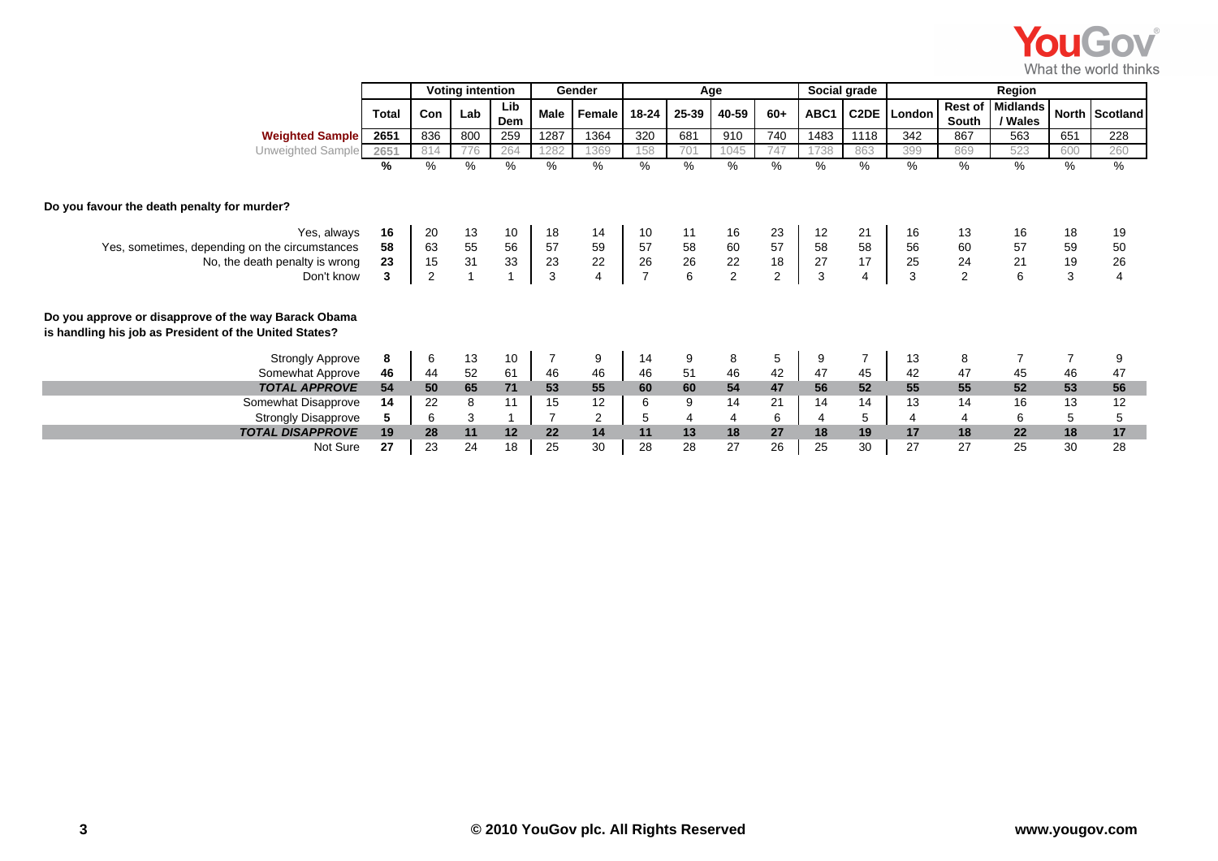| | Total | Voting intention | | | Gender | | Age | | | | Social grade | | Region | | | | |
|---|---|---|---|---|---|---|---|---|---|---|---|---|---|---|---|---|---|
| | | Con | Lab | Lib Dem | Male | Female | 18-24 | 25-39 | 40-59 | 60+ | ABC1 | C2DE | London | Rest of South | Midlands / Wales | North | Scotland |
| **Weighted Sample** | 2651 | 836 | 800 | 259 | 1287 | 1364 | 320 | 681 | 910 | 740 | 1483 | 1118 | 342 | 867 | 563 | 651 | 228 |
| Unweighted Sample | 2651 | 814 | 776 | 264 | 1282 | 1369 | 158 | 701 | 1045 | 747 | 1738 | 863 | 399 | 869 | 523 | 600 | 260 |
| | % | % | % | % | % | % | % | % | % | % | % | % | % | % | % | % | % |
| **Do you favour the death penalty for murder?** | | | | | | | | | | | | | | | | | |
| Yes, always | 16 | 20 | 13 | 10 | 18 | 14 | 10 | 11 | 16 | 23 | 12 | 21 | 16 | 13 | 16 | 18 | 19 |
| Yes, sometimes, depending on the circumstances | 58 | 63 | 55 | 56 | 57 | 59 | 57 | 58 | 60 | 57 | 58 | 58 | 56 | 60 | 57 | 59 | 50 |
| No, the death penalty is wrong | 23 | 15 | 31 | 33 | 23 | 22 | 26 | 26 | 22 | 18 | 27 | 17 | 25 | 24 | 21 | 19 | 26 |
| Don't know | 3 | 2 | 1 | 1 | 3 | 4 | 7 | 6 | 2 | 2 | 3 | 4 | 3 | 2 | 6 | 3 | 4 |
| **Do you approve or disapprove of the way Barack Obama is handling his job as President of the United States?** | | | | | | | | | | | | | | | | | |
| Strongly Approve | 8 | 6 | 13 | 10 | 7 | 9 | 14 | 9 | 8 | 5 | 9 | 7 | 13 | 8 | 7 | 7 | 9 |
| Somewhat Approve | 46 | 44 | 52 | 61 | 46 | 46 | 46 | 51 | 46 | 42 | 47 | 45 | 42 | 47 | 45 | 46 | 47 |
| ***TOTAL APPROVE*** | **54** | **50** | **65** | **71** | **53** | **55** | **60** | **60** | **54** | **47** | **56** | **52** | **55** | **55** | **52** | **53** | **56** |
| Somewhat Disapprove | 14 | 22 | 8 | 11 | 15 | 12 | 6 | 9 | 14 | 21 | 14 | 14 | 13 | 14 | 16 | 13 | 12 |
| Strongly Disapprove | 5 | 6 | 3 | 1 | 7 | 2 | 5 | 4 | 4 | 6 | 4 | 5 | 4 | 4 | 6 | 5 | 5 |
| ***TOTAL DISAPPROVE*** | **19** | **28** | **11** | **12** | **22** | **14** | **11** | **13** | **18** | **27** | **18** | **19** | **17** | **18** | **22** | **18** | **17** |
| Not Sure | 27 | 23 | 24 | 18 | 25 | 30 | 28 | 28 | 27 | 26 | 25 | 30 | 27 | 27 | 25 | 30 | 28 |

© 2010 YouGov plc. All Rights Reserved

www.yougov.com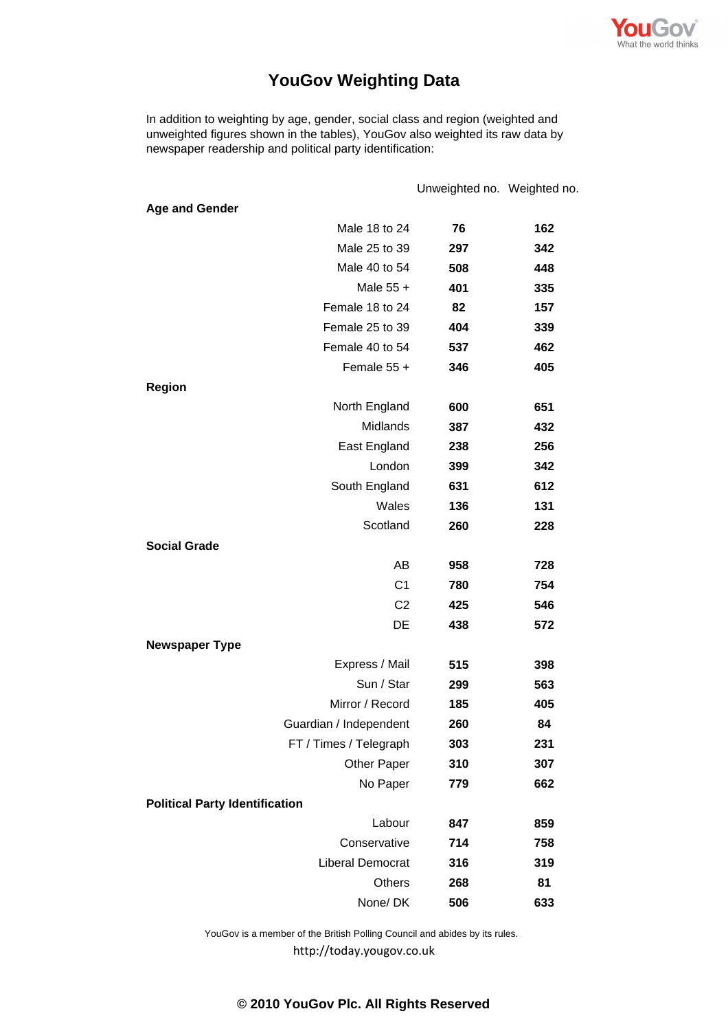# YouGov Weighting Data

In addition to weighting by age, gender, social class and region (weighted and unweighted figures shown in the tables), YouGov also weighted its raw data by newspaper readership and political party identification:

| | Unweighted no. | Weighted no. |
|---|---|---|
| **Age and Gender** | | |
| Male 18 to 24 | **76** | **162** |
| Male 25 to 39 | **297** | **342** |
| Male 40 to 54 | **508** | **448** |
| Male 55 + | **401** | **335** |
| Female 18 to 24 | **82** | **157** |
| Female 25 to 39 | **404** | **339** |
| Female 40 to 54 | **537** | **462** |
| Female 55 + | **346** | **405** |
| **Region** | | |
| North England | **600** | **651** |
| Midlands | **387** | **432** |
| East England | **238** | **256** |
| London | **399** | **342** |
| South England | **631** | **612** |
| Wales | **136** | **131** |
| Scotland | **260** | **228** |
| **Social Grade** | | |
| AB | **958** | **728** |
| C1 | **780** | **754** |
| C2 | **425** | **546** |
| DE | **438** | **572** |
| **Newspaper Type** | | |
| Express / Mail | **515** | **398** |
| Sun / Star | **299** | **563** |
| Mirror / Record | **185** | **405** |
| Guardian / Independent | **260** | **84** |
| FT / Times / Telegraph | **303** | **231** |
| Other Paper | **310** | **307** |
| No Paper | **779** | **662** |
| **Political Party Identification** | | |
| Labour | **847** | **859** |
| Conservative | **714** | **758** |
| Liberal Democrat | **316** | **319** |
| Others | **268** | **81** |
| None/ DK | **506** | **633** |

YouGov is a member of the British Polling Council and abides by its rules.
http://today.yougov.co.uk

**© 2010 YouGov Plc. All Rights Reserved**